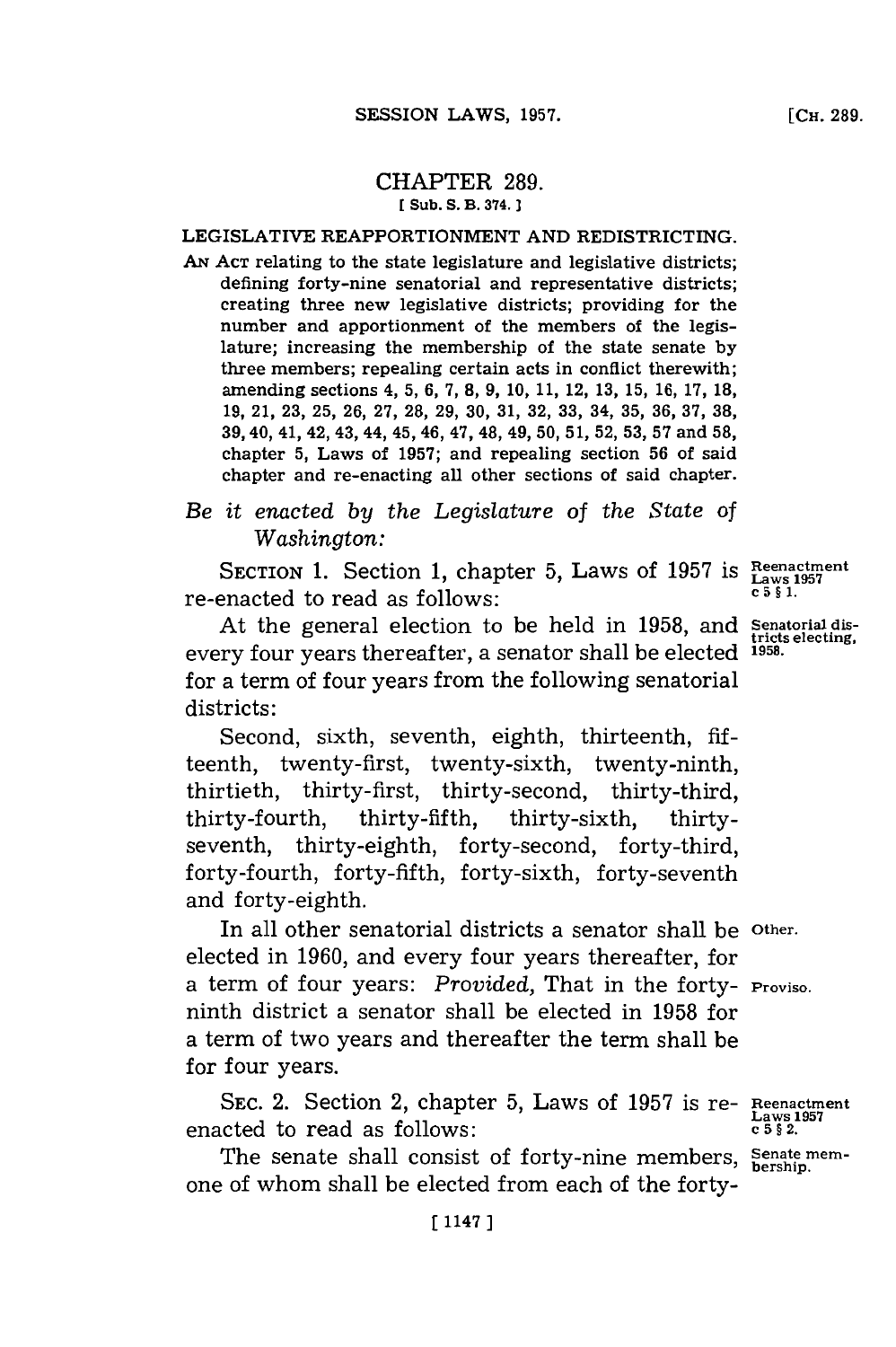# CHAPTER 289.

[ Sub. S. B. 374. ]

## LEGISLATIVE REAPPORTIONMENT AND REDISTRICTING.

AN ACT relating to the state legislature and legislative districts; defining forty-nine senatorial and representative districts; creating three new legislative districts; providing for the number and apportionment of the members of the legislature; increasing the membership of the state senate by three members; repealing certain acts in conflict therewith; amending sections 4, 5, 6, 7, 8, 9, 10, 11, 12, 13, 15, 16, 17, 18, 19, 21, 23, 25, 26, 27, 28, 29, 30, 31, 32, 33, 34, 35, 36, 37, 38, 39, 40, 41, 42, 43, 44, 45, 46, 47, 48, 49, 50, 51, 52, 53, 57 and 58, chapter 5, Laws of 1957; and repealing section 56 of said chapter and re-enacting all other sections of said chapter.

*Be it enacted by the Legislature of the State of Washington:*

SECTION 1. Section 1, chapter 5, Laws of 1957 is re-enacted to read as follows: *Reenactment Laws 1957 c 5 § 1.*

At the general election to be held in 1958, and every four years thereafter, a senator shall be elected for a term of four years from the following senatorial districts: *Senatorial districts electing, 1958.*

Second, sixth, seventh, eighth, thirteenth, fifteenth, twenty-first, twenty-sixth, twenty-ninth, thirtieth, thirty-first, thirty-second, thirty-third, thirty-fourth, thirty-fifth, thirty-sixth, thirty-seventh, thirty-eighth, forty-second, forty-third, forty-fourth, forty-fifth, forty-sixth, forty-seventh and forty-eighth.

In all other senatorial districts a senator shall be elected in 1960, and every four years thereafter, for a term of four years: *Provided*, That in the forty-ninth district a senator shall be elected in 1958 for a term of two years and thereafter the term shall be for four years. *Other. Proviso.*

SEC. 2. Section 2, chapter 5, Laws of 1957 is re-enacted to read as follows: *Reenactment Laws 1957 c 5 § 2.*

The senate shall consist of forty-nine members, one of whom shall be elected from each of the forty- *Senate membership.*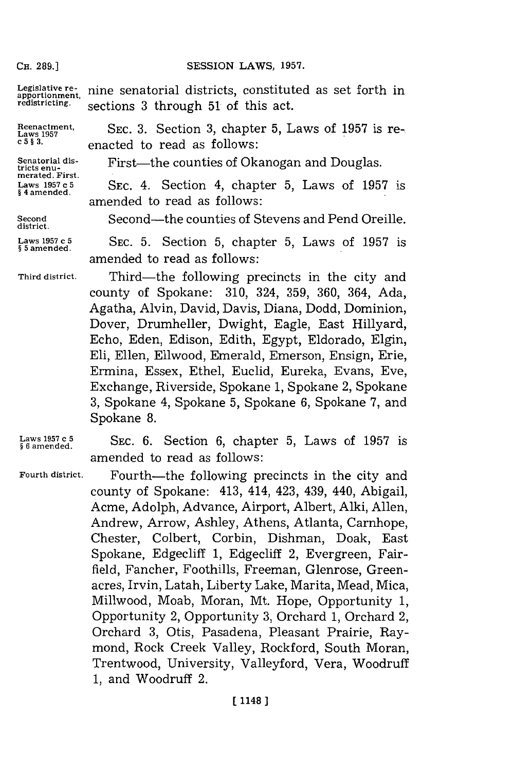Legislative reapportionment, redistricting.

nine senatorial districts, constituted as set forth in sections 3 through 51 of this act.

Reenactment, Laws 1957 c 5 § 3.

SEC. 3. Section 3, chapter 5, Laws of 1957 is reenacted to read as follows:

Senatorial districts enumerated. First.

First—the counties of Okanogan and Douglas.

Laws 1957 c 5 § 4 amended.

SEC. 4. Section 4, chapter 5, Laws of 1957 is amended to read as follows:

Second district.

Second—the counties of Stevens and Pend Oreille.

Laws 1957 c 5 § 5 amended.

SEC. 5. Section 5, chapter 5, Laws of 1957 is amended to read as follows:

Third district.

Third—the following precincts in the city and county of Spokane: 310, 324, 359, 360, 364, Ada, Agatha, Alvin, David, Davis, Diana, Dodd, Dominion, Dover, Drumheller, Dwight, Eagle, East Hillyard, Echo, Eden, Edison, Edith, Egypt, Eldorado, Elgin, Eli, Ellen, Ellwood, Emerald, Emerson, Ensign, Erie, Ermina, Essex, Ethel, Euclid, Eureka, Evans, Eve, Exchange, Riverside, Spokane 1, Spokane 2, Spokane 3, Spokane 4, Spokane 5, Spokane 6, Spokane 7, and Spokane 8.

Laws 1957 c 5 § 6 amended.

SEC. 6. Section 6, chapter 5, Laws of 1957 is amended to read as follows:

Fourth district.

Fourth—the following precincts in the city and county of Spokane: 413, 414, 423, 439, 440, Abigail, Acme, Adolph, Advance, Airport, Albert, Alki, Allen, Andrew, Arrow, Ashley, Athens, Atlanta, Carnhope, Chester, Colbert, Corbin, Dishman, Doak, East Spokane, Edgecliff 1, Edgecliff 2, Evergreen, Fairfield, Fancher, Foothills, Freeman, Glenrose, Greenacres, Irvin, Latah, Liberty Lake, Marita, Mead, Mica, Millwood, Moab, Moran, Mt. Hope, Opportunity 1, Opportunity 2, Opportunity 3, Orchard 1, Orchard 2, Orchard 3, Otis, Pasadena, Pleasant Prairie, Raymond, Rock Creek Valley, Rockford, South Moran, Trentwood, University, Valleyford, Vera, Woodruff 1, and Woodruff 2.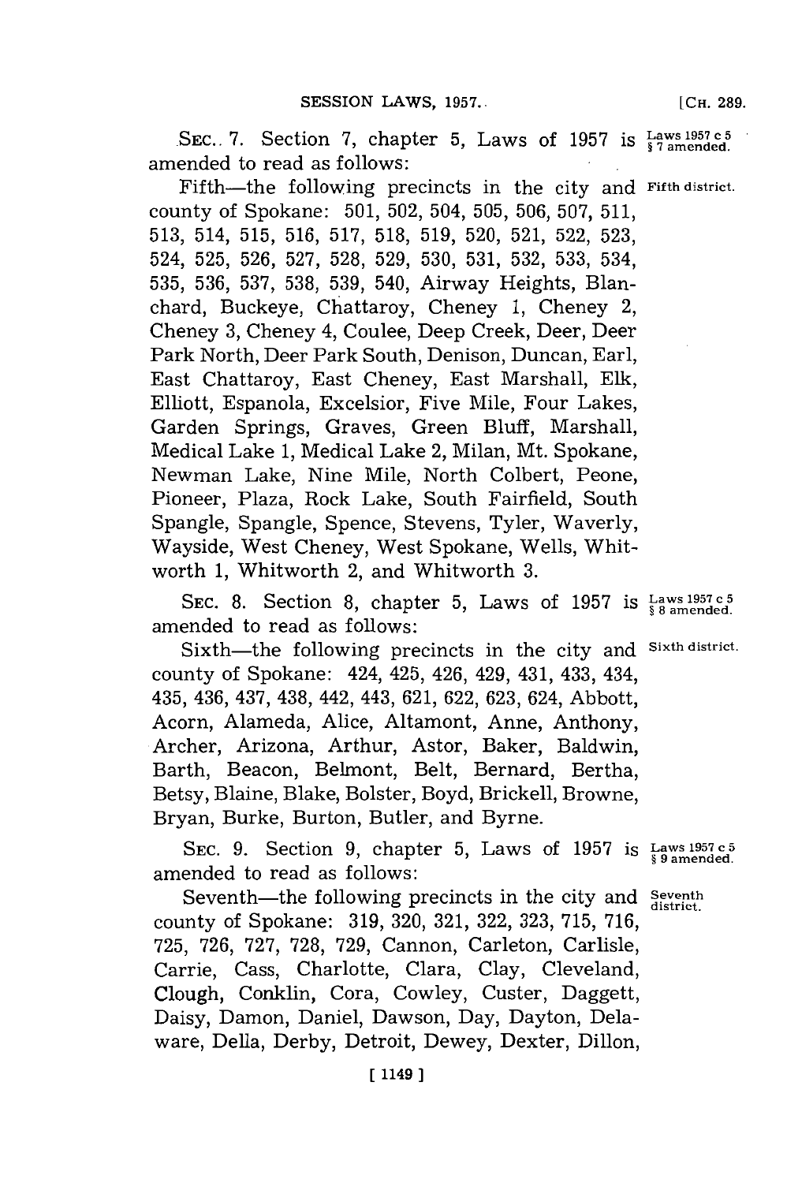SEC. 7. Section 7, chapter 5, Laws of 1957 is amended to read as follows:

Laws 1957 c 5 § 7 amended.

Fifth—the following precincts in the city and county of Spokane: 501, 502, 504, 505, 506, 507, 511, 513, 514, 515, 516, 517, 518, 519, 520, 521, 522, 523, 524, 525, 526, 527, 528, 529, 530, 531, 532, 533, 534, 535, 536, 537, 538, 539, 540, Airway Heights, Blanchard, Buckeye, Chattaroy, Cheney 1, Cheney 2, Cheney 3, Cheney 4, Coulee, Deep Creek, Deer, Deer Park North, Deer Park South, Denison, Duncan, Earl, East Chattaroy, East Cheney, East Marshall, Elk, Elliott, Espanola, Excelsior, Five Mile, Four Lakes, Garden Springs, Graves, Green Bluff, Marshall, Medical Lake 1, Medical Lake 2, Milan, Mt. Spokane, Newman Lake, Nine Mile, North Colbert, Peone, Pioneer, Plaza, Rock Lake, South Fairfield, South Spangle, Spangle, Spence, Stevens, Tyler, Waverly, Wayside, West Cheney, West Spokane, Wells, Whitworth 1, Whitworth 2, and Whitworth 3.

Fifth district.

SEC. 8. Section 8, chapter 5, Laws of 1957 is amended to read as follows:

Laws 1957 c 5 § 8 amended.

Sixth—the following precincts in the city and county of Spokane: 424, 425, 426, 429, 431, 433, 434, 435, 436, 437, 438, 442, 443, 621, 622, 623, 624, Abbott, Acorn, Alameda, Alice, Altamont, Anne, Anthony, Archer, Arizona, Arthur, Astor, Baker, Baldwin, Barth, Beacon, Belmont, Belt, Bernard, Bertha, Betsy, Blaine, Blake, Bolster, Boyd, Brickell, Browne, Bryan, Burke, Burton, Butler, and Byrne.

Sixth district.

SEC. 9. Section 9, chapter 5, Laws of 1957 is amended to read as follows:

Laws 1957 c 5 § 9 amended.

Seventh—the following precincts in the city and county of Spokane: 319, 320, 321, 322, 323, 715, 716, 725, 726, 727, 728, 729, Cannon, Carleton, Carlisle, Carrie, Cass, Charlotte, Clara, Clay, Cleveland, Clough, Conklin, Cora, Cowley, Custer, Daggett, Daisy, Damon, Daniel, Dawson, Day, Dayton, Delaware, Della, Derby, Detroit, Dewey, Dexter, Dillon,

Seventh district.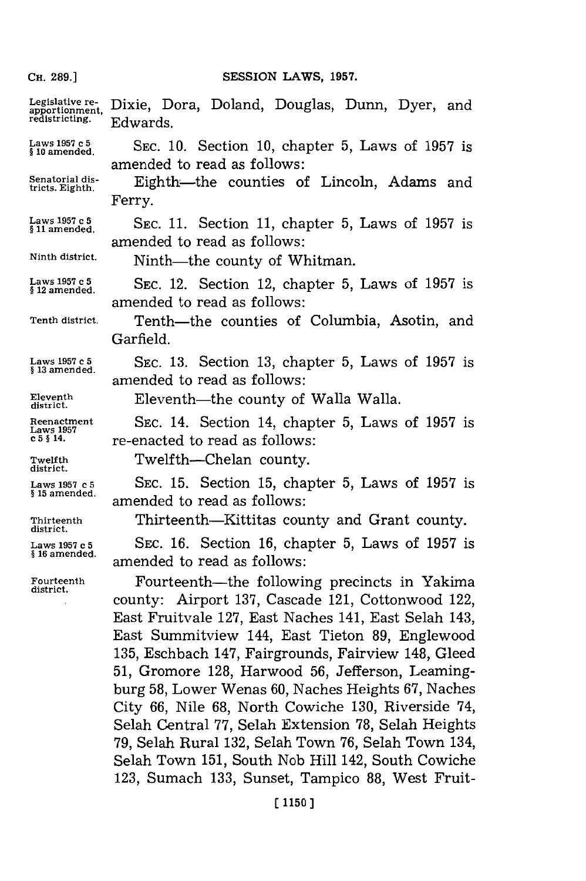Legislative reapportionment, redistricting.

Dixie, Dora, Doland, Douglas, Dunn, Dyer, and Edwards.

Laws 1957 c 5 § 10 amended.

SEC. 10. Section 10, chapter 5, Laws of 1957 is amended to read as follows:

Senatorial districts. Eighth.

Eighth—the counties of Lincoln, Adams and Ferry.

Laws 1957 c 5 § 11 amended.

SEC. 11. Section 11, chapter 5, Laws of 1957 is amended to read as follows:

Ninth district.

Ninth—the county of Whitman.

Laws 1957 c 5 § 12 amended.

SEC. 12. Section 12, chapter 5, Laws of 1957 is amended to read as follows:

Tenth district.

Tenth—the counties of Columbia, Asotin, and Garfield.

Laws 1957 c 5 § 13 amended.

SEC. 13. Section 13, chapter 5, Laws of 1957 is amended to read as follows:

Eleventh district.

Eleventh—the county of Walla Walla.

Reenactment Laws 1957 c 5 § 14.

SEC. 14. Section 14, chapter 5, Laws of 1957 is re-enacted to read as follows:

Twelfth district.

Twelfth—Chelan county.

Laws 1957 c 5 § 15 amended.

SEC. 15. Section 15, chapter 5, Laws of 1957 is amended to read as follows:

Thirteenth district.

Thirteenth—Kittitas county and Grant county.

Laws 1957 c 5 § 16 amended.

SEC. 16. Section 16, chapter 5, Laws of 1957 is amended to read as follows:

Fourteenth district.

Fourteenth—the following precincts in Yakima county: Airport 137, Cascade 121, Cottonwood 122, East Fruitvale 127, East Naches 141, East Selah 143, East Summitview 144, East Tieton 89, Englewood 135, Eschbach 147, Fairgrounds, Fairview 148, Gleed 51, Gromore 128, Harwood 56, Jefferson, Leamingburg 58, Lower Wenas 60, Naches Heights 67, Naches City 66, Nile 68, North Cowiche 130, Riverside 74, Selah Central 77, Selah Extension 78, Selah Heights 79, Selah Rural 132, Selah Town 76, Selah Town 134, Selah Town 151, South Nob Hill 142, South Cowiche 123, Sumach 133, Sunset, Tampico 88, West Fruit-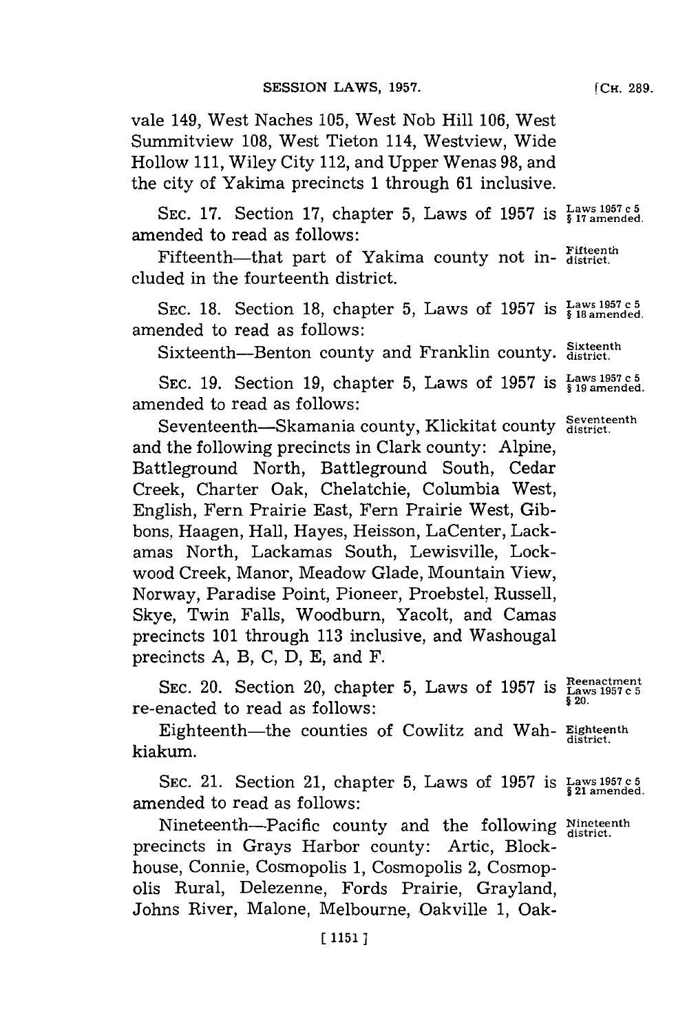vale 149, West Naches 105, West Nob Hill 106, West Summitview 108, West Tieton 114, Westview, Wide Hollow 111, Wiley City 112, and Upper Wenas 98, and the city of Yakima precincts 1 through 61 inclusive.

SEC. 17. Section 17, chapter 5, Laws of 1957 is amended to read as follows: *Laws 1957 c 5 § 17 amended.*

Fifteenth—that part of Yakima county not included in the fourteenth district. *Fifteenth district.*

SEC. 18. Section 18, chapter 5, Laws of 1957 is amended to read as follows: *Laws 1957 c 5 § 18 amended.*

Sixteenth—Benton county and Franklin county. *Sixteenth district.*

SEC. 19. Section 19, chapter 5, Laws of 1957 is amended to read as follows: *Laws 1957 c 5 § 19 amended.*

Seventeenth—Skamania county, Klickitat county and the following precincts in Clark county: Alpine, Battleground North, Battleground South, Cedar Creek, Charter Oak, Chelatchie, Columbia West, English, Fern Prairie East, Fern Prairie West, Gibbons, Haagen, Hall, Hayes, Heisson, LaCenter, Lackamas North, Lackamas South, Lewisville, Lockwood Creek, Manor, Meadow Glade, Mountain View, Norway, Paradise Point, Pioneer, Proebstel, Russell, Skye, Twin Falls, Woodburn, Yacolt, and Camas precincts 101 through 113 inclusive, and Washougal precincts A, B, C, D, E, and F. *Seventeenth district.*

SEC. 20. Section 20, chapter 5, Laws of 1957 is re-enacted to read as follows: *Reenactment Laws 1957 c 5 § 20.*

Eighteenth—the counties of Cowlitz and Wahkiakum. *Eighteenth district.*

SEC. 21. Section 21, chapter 5, Laws of 1957 is amended to read as follows: *Laws 1957 c 5 § 21 amended.*

Nineteenth—Pacific county and the following precincts in Grays Harbor county: Artic, Blockhouse, Connie, Cosmopolis 1, Cosmopolis 2, Cosmopolis Rural, Delezenne, Fords Prairie, Grayland, Johns River, Malone, Melbourne, Oakville 1, Oak- *Nineteenth district.*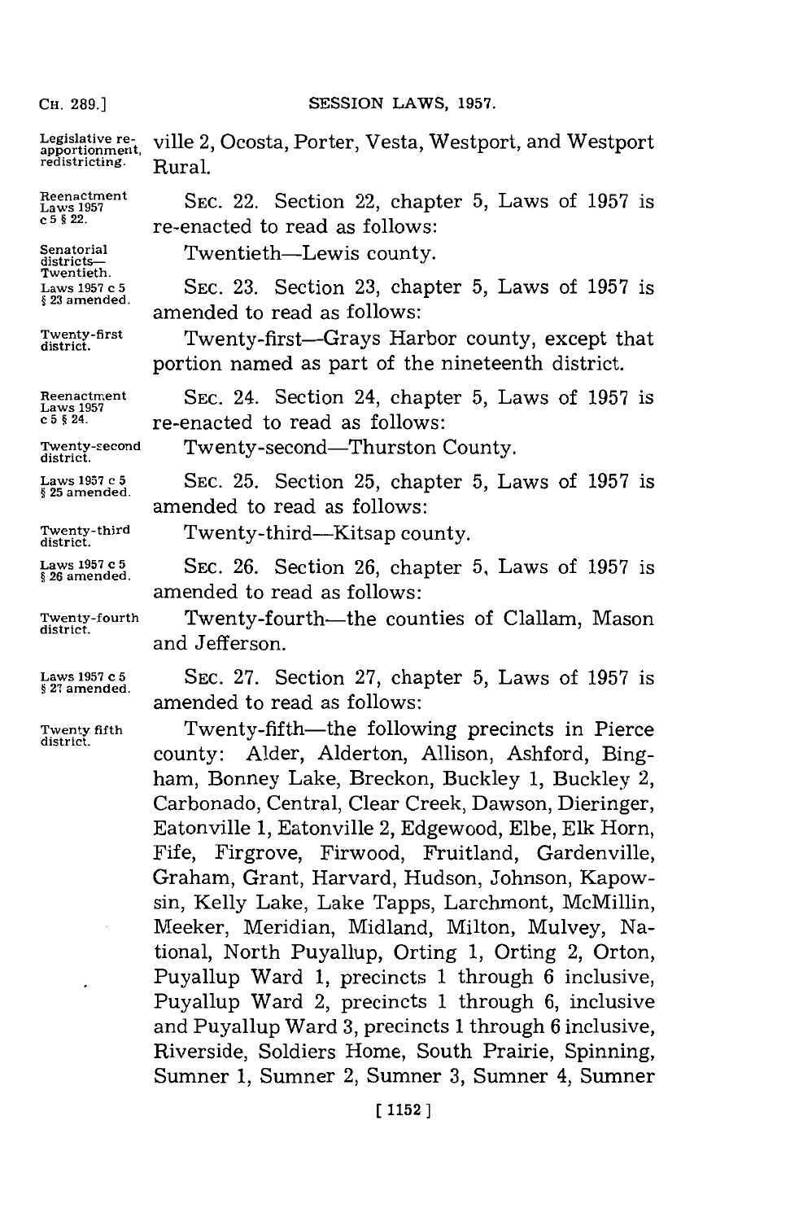ville 2, Ocosta, Porter, Vesta, Westport, and Westport Rural.

Reenactment Laws 1957 c 5 § 22.

SEC. 22. Section 22, chapter 5, Laws of 1957 is re-enacted to read as follows:

Senatorial districts— Twentieth.

Twentieth—Lewis county.

Laws 1957 c 5 § 23 amended.

SEC. 23. Section 23, chapter 5, Laws of 1957 is amended to read as follows:

Twenty-first district.

Twenty-first—Grays Harbor county, except that portion named as part of the nineteenth district.

Reenactment Laws 1957 c 5 § 24.

SEC. 24. Section 24, chapter 5, Laws of 1957 is re-enacted to read as follows:

Twenty-second district.

Twenty-second—Thurston County.

Laws 1957 c 5 § 25 amended.

SEC. 25. Section 25, chapter 5, Laws of 1957 is amended to read as follows:

Twenty-third district.

Twenty-third—Kitsap county.

Laws 1957 c 5 § 26 amended.

SEC. 26. Section 26, chapter 5, Laws of 1957 is amended to read as follows:

Twenty-fourth district.

Twenty-fourth—the counties of Clallam, Mason and Jefferson.

Laws 1957 c 5 § 27 amended.

SEC. 27. Section 27, chapter 5, Laws of 1957 is amended to read as follows:

Twenty fifth district.

Twenty-fifth—the following precincts in Pierce county: Alder, Alderton, Allison, Ashford, Bingham, Bonney Lake, Breckon, Buckley 1, Buckley 2, Carbonado, Central, Clear Creek, Dawson, Dieringer, Eatonville 1, Eatonville 2, Edgewood, Elbe, Elk Horn, Fife, Firgrove, Firwood, Fruitland, Gardenville, Graham, Grant, Harvard, Hudson, Johnson, Kapowsin, Kelly Lake, Lake Tapps, Larchmont, McMillin, Meeker, Meridian, Midland, Milton, Mulvey, National, North Puyallup, Orting 1, Orting 2, Orton, Puyallup Ward 1, precincts 1 through 6 inclusive, Puyallup Ward 2, precincts 1 through 6, inclusive and Puyallup Ward 3, precincts 1 through 6 inclusive, Riverside, Soldiers Home, South Prairie, Spinning, Sumner 1, Sumner 2, Sumner 3, Sumner 4, Sumner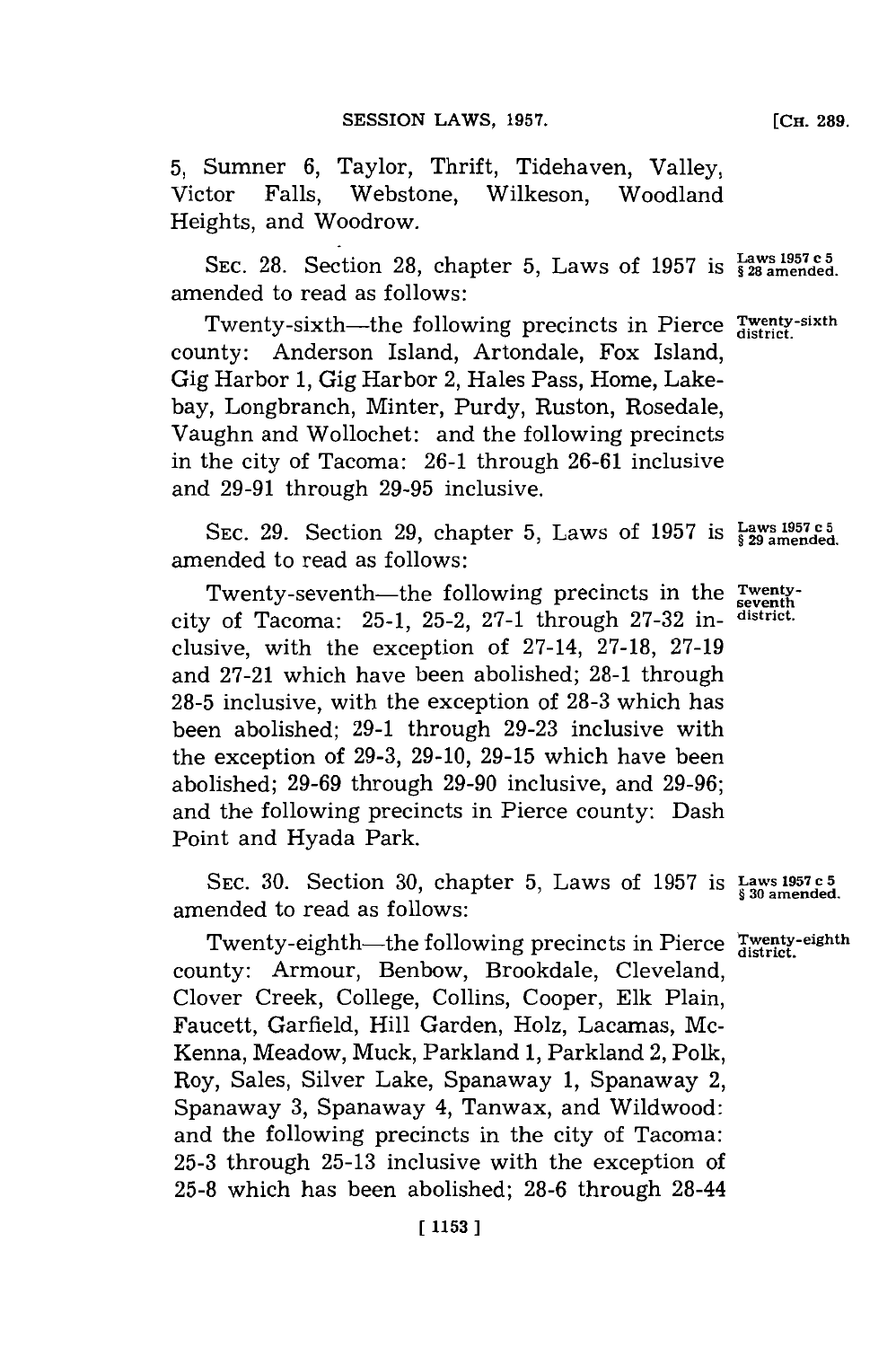5, Sumner 6, Taylor, Thrift, Tidehaven, Valley, Victor Falls, Webstone, Wilkeson, Woodland Heights, and Woodrow.

SEC. 28. Section 28, chapter 5, Laws of 1957 is amended to read as follows:

Laws 1957 c 5 § 28 amended.

Twenty-sixth—the following precincts in Pierce county: Anderson Island, Artondale, Fox Island, Gig Harbor 1, Gig Harbor 2, Hales Pass, Home, Lakebay, Longbranch, Minter, Purdy, Ruston, Rosedale, Vaughn and Wollochet: and the following precincts in the city of Tacoma: 26-1 through 26-61 inclusive and 29-91 through 29-95 inclusive.

Twenty-sixth district.

SEC. 29. Section 29, chapter 5, Laws of 1957 is amended to read as follows:

Laws 1957 c 5 § 29 amended.

Twenty-seventh—the following precincts in the city of Tacoma: 25-1, 25-2, 27-1 through 27-32 inclusive, with the exception of 27-14, 27-18, 27-19 and 27-21 which have been abolished; 28-1 through 28-5 inclusive, with the exception of 28-3 which has been abolished; 29-1 through 29-23 inclusive with the exception of 29-3, 29-10, 29-15 which have been abolished; 29-69 through 29-90 inclusive, and 29-96; and the following precincts in Pierce county: Dash Point and Hyada Park.

Twenty-seventh district.

SEC. 30. Section 30, chapter 5, Laws of 1957 is amended to read as follows:

Laws 1957 c 5 § 30 amended.

Twenty-eighth—the following precincts in Pierce county: Armour, Benbow, Brookdale, Cleveland, Clover Creek, College, Collins, Cooper, Elk Plain, Faucett, Garfield, Hill Garden, Holz, Lacamas, McKenna, Meadow, Muck, Parkland 1, Parkland 2, Polk, Roy, Sales, Silver Lake, Spanaway 1, Spanaway 2, Spanaway 3, Spanaway 4, Tanwax, and Wildwood: and the following precincts in the city of Tacoma: 25-3 through 25-13 inclusive with the exception of 25-8 which has been abolished; 28-6 through 28-44

Twenty-eighth district.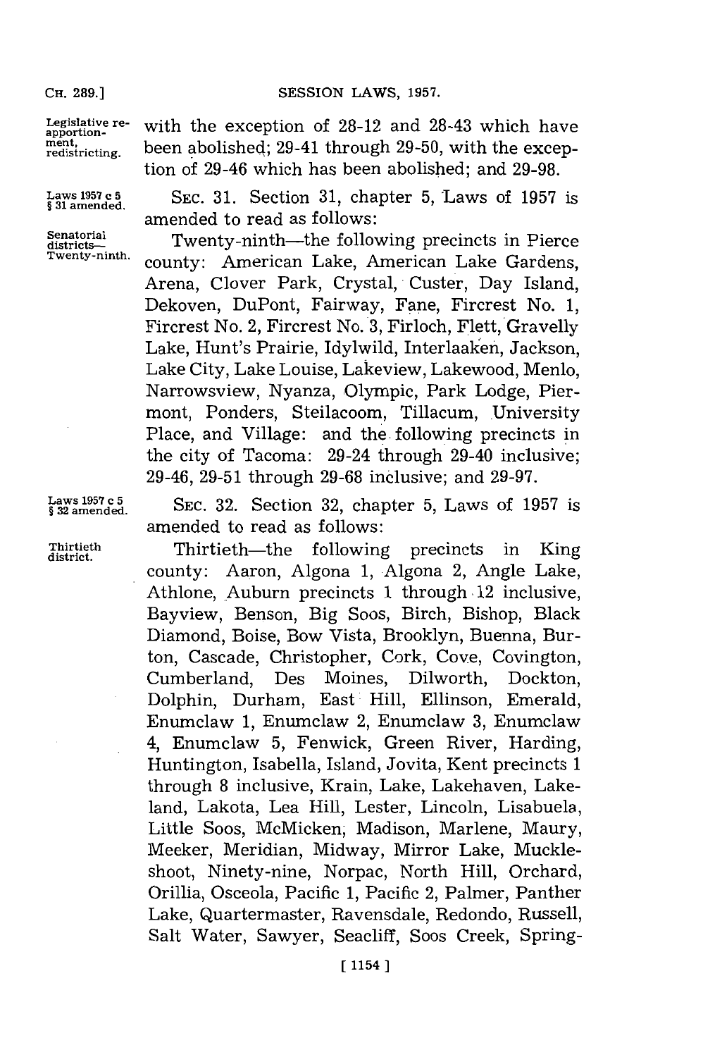with the exception of 28-12 and 28-43 which have been abolished; 29-41 through 29-50, with the exception of 29-46 which has been abolished; and 29-98.

Laws 1957 c 5 § 31 amended.

SEC. 31. Section 31, chapter 5, Laws of 1957 is amended to read as follows:

Senatorial districts— Twenty-ninth.

Twenty-ninth—the following precincts in Pierce county: American Lake, American Lake Gardens, Arena, Clover Park, Crystal, Custer, Day Island, Dekoven, DuPont, Fairway, Fane, Fircrest No. 1, Fircrest No. 2, Fircrest No. 3, Firloch, Flett, Gravelly Lake, Hunt's Prairie, Idylwild, Interlaaken, Jackson, Lake City, Lake Louise, Lakeview, Lakewood, Menlo, Narrowsview, Nyanza, Olympic, Park Lodge, Piermont, Ponders, Steilacoom, Tillacum, University Place, and Village: and the following precincts in the city of Tacoma: 29-24 through 29-40 inclusive; 29-46, 29-51 through 29-68 inclusive; and 29-97.

Laws 1957 c 5 § 32 amended.

SEC. 32. Section 32, chapter 5, Laws of 1957 is amended to read as follows:

Thirtieth district.

Thirtieth—the following precincts in King county: Aaron, Algona 1, Algona 2, Angle Lake, Athlone, Auburn precincts 1 through 12 inclusive, Bayview, Benson, Big Soos, Birch, Bishop, Black Diamond, Boise, Bow Vista, Brooklyn, Buenna, Burton, Cascade, Christopher, Cork, Cove, Covington, Cumberland, Des Moines, Dilworth, Dockton, Dolphin, Durham, East Hill, Ellinson, Emerald, Enumclaw 1, Enumclaw 2, Enumclaw 3, Enumclaw 4, Enumclaw 5, Fenwick, Green River, Harding, Huntington, Isabella, Island, Jovita, Kent precincts 1 through 8 inclusive, Krain, Lake, Lakehaven, Lakeland, Lakota, Lea Hill, Lester, Lincoln, Lisabuela, Little Soos, McMicken, Madison, Marlene, Maury, Meeker, Meridian, Midway, Mirror Lake, Muckleshoot, Ninety-nine, Norpac, North Hill, Orchard, Orillia, Osceola, Pacific 1, Pacific 2, Palmer, Panther Lake, Quartermaster, Ravensdale, Redondo, Russell, Salt Water, Sawyer, Seacliff, Soos Creek, Spring-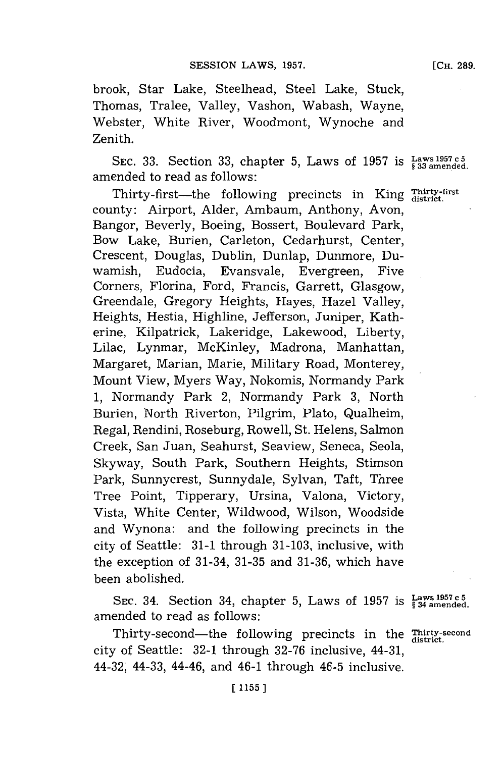brook, Star Lake, Steelhead, Steel Lake, Stuck, Thomas, Tralee, Valley, Vashon, Wabash, Wayne, Webster, White River, Woodmont, Wynoche and Zenith.

SEC. 33. Section 33, chapter 5, Laws of 1957 is amended to read as follows:

*Laws 1957 c 5 § 33 amended.*

Thirty-first—the following precincts in King county: Airport, Alder, Ambaum, Anthony, Avon, Bangor, Beverly, Boeing, Bossert, Boulevard Park, Bow Lake, Burien, Carleton, Cedarhurst, Center, Crescent, Douglas, Dublin, Dunlap, Dunmore, Duwamish, Eudocia, Evansvale, Evergreen, Five Corners, Florina, Ford, Francis, Garrett, Glasgow, Greendale, Gregory Heights, Hayes, Hazel Valley, Heights, Hestia, Highline, Jefferson, Juniper, Katherine, Kilpatrick, Lakeridge, Lakewood, Liberty, Lilac, Lynmar, McKinley, Madrona, Manhattan, Margaret, Marian, Marie, Military Road, Monterey, Mount View, Myers Way, Nokomis, Normandy Park 1, Normandy Park 2, Normandy Park 3, North Burien, North Riverton, Pilgrim, Plato, Qualheim, Regal, Rendini, Roseburg, Rowell, St. Helens, Salmon Creek, San Juan, Seahurst, Seaview, Seneca, Seola, Skyway, South Park, Southern Heights, Stimson Park, Sunnycrest, Sunnydale, Sylvan, Taft, Three Tree Point, Tipperary, Ursina, Valona, Victory, Vista, White Center, Wildwood, Wilson, Woodside and Wynona: and the following precincts in the city of Seattle: 31-1 through 31-103, inclusive, with the exception of 31-34, 31-35 and 31-36, which have been abolished.

*Thirty-first district.*

SEC. 34. Section 34, chapter 5, Laws of 1957 is amended to read as follows:

*Laws 1957 c 5 § 34 amended.*

Thirty-second—the following precincts in the city of Seattle: 32-1 through 32-76 inclusive, 44-31, 44-32, 44-33, 44-46, and 46-1 through 46-5 inclusive.

*Thirty-second district.*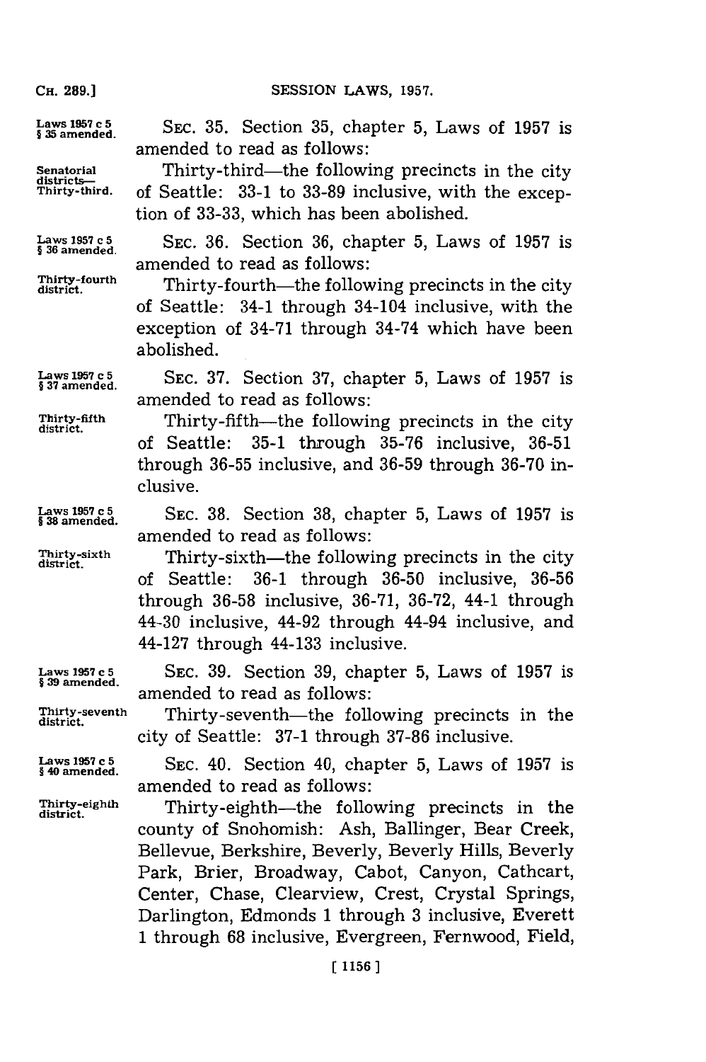Laws 1957 c 5 § 35 amended.

SEC. 35. Section 35, chapter 5, Laws of 1957 is amended to read as follows:

Senatorial districts— Thirty-third.

Thirty-third—the following precincts in the city of Seattle: 33-1 to 33-89 inclusive, with the exception of 33-33, which has been abolished.

Laws 1957 c 5 § 36 amended.

SEC. 36. Section 36, chapter 5, Laws of 1957 is amended to read as follows:

Thirty-fourth district.

Thirty-fourth—the following precincts in the city of Seattle: 34-1 through 34-104 inclusive, with the exception of 34-71 through 34-74 which have been abolished.

Laws 1957 c 5 § 37 amended.

SEC. 37. Section 37, chapter 5, Laws of 1957 is amended to read as follows:

Thirty-fifth district.

Thirty-fifth—the following precincts in the city of Seattle: 35-1 through 35-76 inclusive, 36-51 through 36-55 inclusive, and 36-59 through 36-70 inclusive.

Laws 1957 c 5 § 38 amended.

SEC. 38. Section 38, chapter 5, Laws of 1957 is amended to read as follows:

Thirty-sixth district.

Thirty-sixth—the following precincts in the city of Seattle: 36-1 through 36-50 inclusive, 36-56 through 36-58 inclusive, 36-71, 36-72, 44-1 through 44-30 inclusive, 44-92 through 44-94 inclusive, and 44-127 through 44-133 inclusive.

Laws 1957 c 5 § 39 amended.

SEC. 39. Section 39, chapter 5, Laws of 1957 is amended to read as follows:

Thirty-seventh district.

Thirty-seventh—the following precincts in the city of Seattle: 37-1 through 37-86 inclusive.

Laws 1957 c 5 § 40 amended.

SEC. 40. Section 40, chapter 5, Laws of 1957 is amended to read as follows:

Thirty-eighth district.

Thirty-eighth—the following precincts in the county of Snohomish: Ash, Ballinger, Bear Creek, Bellevue, Berkshire, Beverly, Beverly Hills, Beverly Park, Brier, Broadway, Cabot, Canyon, Cathcart, Center, Chase, Clearview, Crest, Crystal Springs, Darlington, Edmonds 1 through 3 inclusive, Everett 1 through 68 inclusive, Evergreen, Fernwood, Field,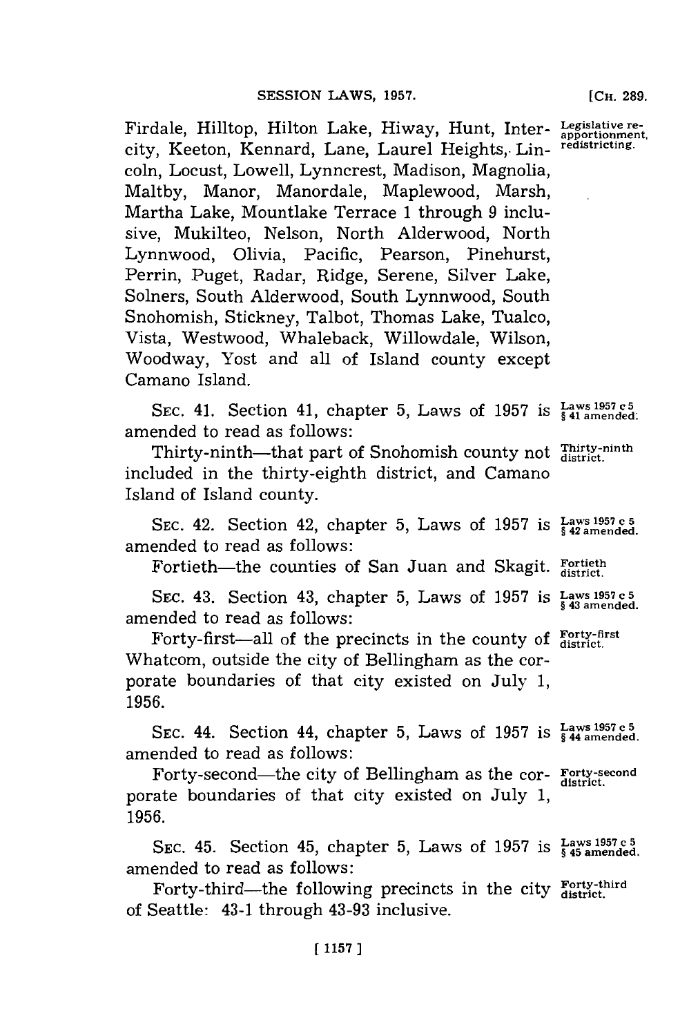Firdale, Hilltop, Hilton Lake, Hiway, Hunt, Intercity, Keeton, Kennard, Lane, Laurel Heights, Lincoln, Locust, Lowell, Lynncrest, Madison, Magnolia, Maltby, Manor, Manordale, Maplewood, Marsh, Martha Lake, Mountlake Terrace 1 through 9 inclusive, Mukilteo, Nelson, North Alderwood, North Lynnwood, Olivia, Pacific, Pearson, Pinehurst, Perrin, Puget, Radar, Ridge, Serene, Silver Lake, Solners, South Alderwood, South Lynnwood, South Snohomish, Stickney, Talbot, Thomas Lake, Tualco, Vista, Westwood, Whaleback, Willowdale, Wilson, Woodway, Yost and all of Island county except Camano Island.

Legislative reapportionment, redistricting.

SEC. 41. Section 41, chapter 5, Laws of 1957 is amended to read as follows:

Laws 1957 c 5 § 41 amended.

Thirty-ninth—that part of Snohomish county not included in the thirty-eighth district, and Camano Island of Island county.

Thirty-ninth district.

SEC. 42. Section 42, chapter 5, Laws of 1957 is amended to read as follows:

Laws 1957 c 5 § 42 amended.

Fortieth—the counties of San Juan and Skagit.

Fortieth district.

SEC. 43. Section 43, chapter 5, Laws of 1957 is amended to read as follows:

Laws 1957 c 5 § 43 amended.

Forty-first—all of the precincts in the county of Whatcom, outside the city of Bellingham as the corporate boundaries of that city existed on July 1, 1956.

Forty-first district.

SEC. 44. Section 44, chapter 5, Laws of 1957 is amended to read as follows:

Laws 1957 c 5 § 44 amended.

Forty-second—the city of Bellingham as the corporate boundaries of that city existed on July 1, 1956.

Forty-second district.

SEC. 45. Section 45, chapter 5, Laws of 1957 is amended to read as follows:

Laws 1957 c 5 § 45 amended.

Forty-third—the following precincts in the city of Seattle: 43-1 through 43-93 inclusive.

Forty-third district.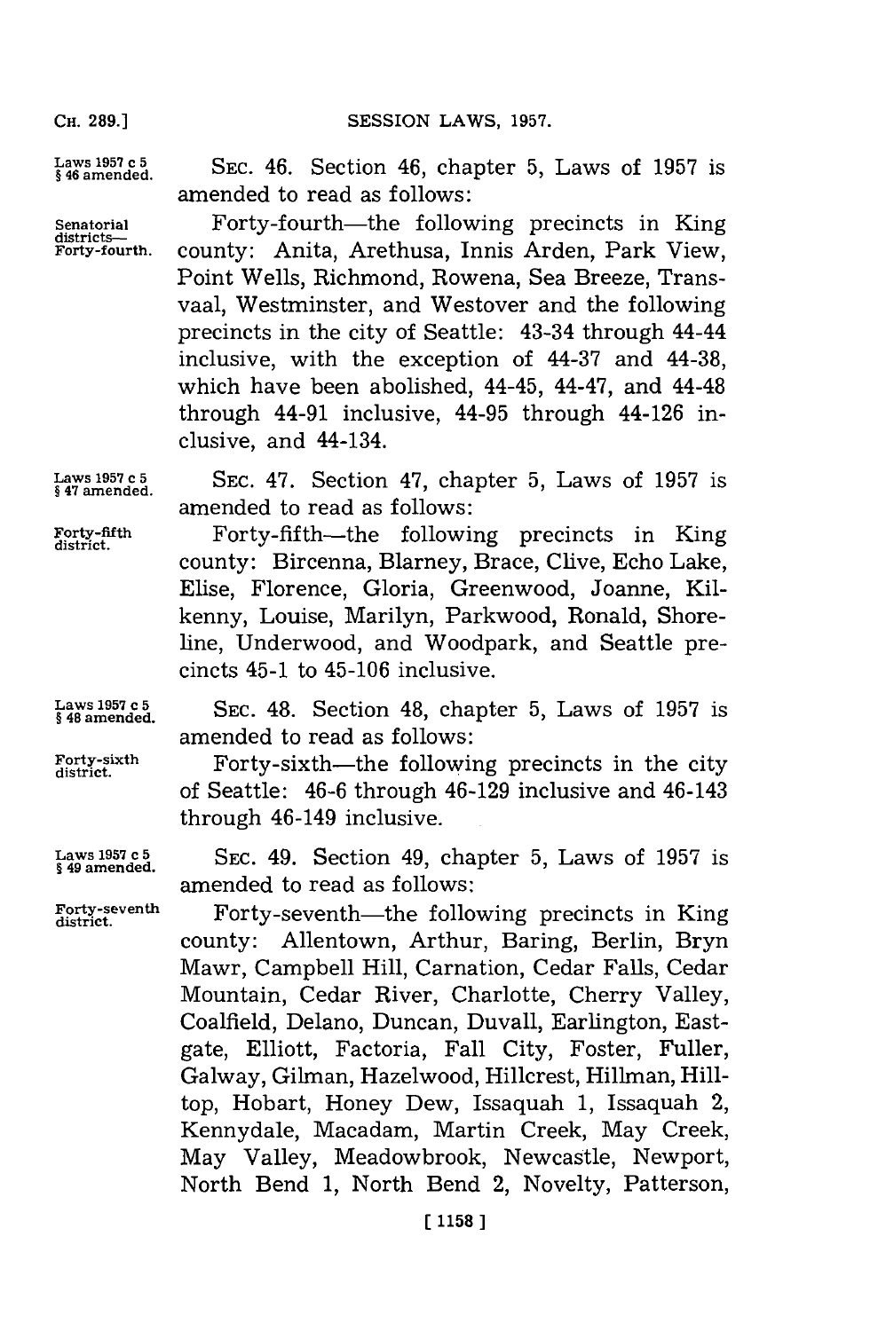Laws 1957 c 5 § 46 amended.

SEC. 46. Section 46, chapter 5, Laws of 1957 is amended to read as follows:

Senatorial districts— Forty-fourth.

Forty-fourth—the following precincts in King county: Anita, Arethusa, Innis Arden, Park View, Point Wells, Richmond, Rowena, Sea Breeze, Transvaal, Westminster, and Westover and the following precincts in the city of Seattle: 43-34 through 44-44 inclusive, with the exception of 44-37 and 44-38, which have been abolished, 44-45, 44-47, and 44-48 through 44-91 inclusive, 44-95 through 44-126 inclusive, and 44-134.

Laws 1957 c 5 § 47 amended.

SEC. 47. Section 47, chapter 5, Laws of 1957 is amended to read as follows:

Forty-fifth district.

Forty-fifth—the following precincts in King county: Bircenna, Blarney, Brace, Clive, Echo Lake, Elise, Florence, Gloria, Greenwood, Joanne, Kilkenny, Louise, Marilyn, Parkwood, Ronald, Shoreline, Underwood, and Woodpark, and Seattle precincts 45-1 to 45-106 inclusive.

Laws 1957 c 5 § 48 amended.

SEC. 48. Section 48, chapter 5, Laws of 1957 is amended to read as follows:

Forty-sixth district.

Forty-sixth—the following precincts in the city of Seattle: 46-6 through 46-129 inclusive and 46-143 through 46-149 inclusive.

Laws 1957 c 5 § 49 amended.

SEC. 49. Section 49, chapter 5, Laws of 1957 is amended to read as follows:

Forty-seventh district.

Forty-seventh—the following precincts in King county: Allentown, Arthur, Baring, Berlin, Bryn Mawr, Campbell Hill, Carnation, Cedar Falls, Cedar Mountain, Cedar River, Charlotte, Cherry Valley, Coalfield, Delano, Duncan, Duvall, Earlington, Eastgate, Elliott, Factoria, Fall City, Foster, Fuller, Galway, Gilman, Hazelwood, Hillcrest, Hillman, Hilltop, Hobart, Honey Dew, Issaquah 1, Issaquah 2, Kennydale, Macadam, Martin Creek, May Creek, May Valley, Meadowbrook, Newcastle, Newport, North Bend 1, North Bend 2, Novelty, Patterson,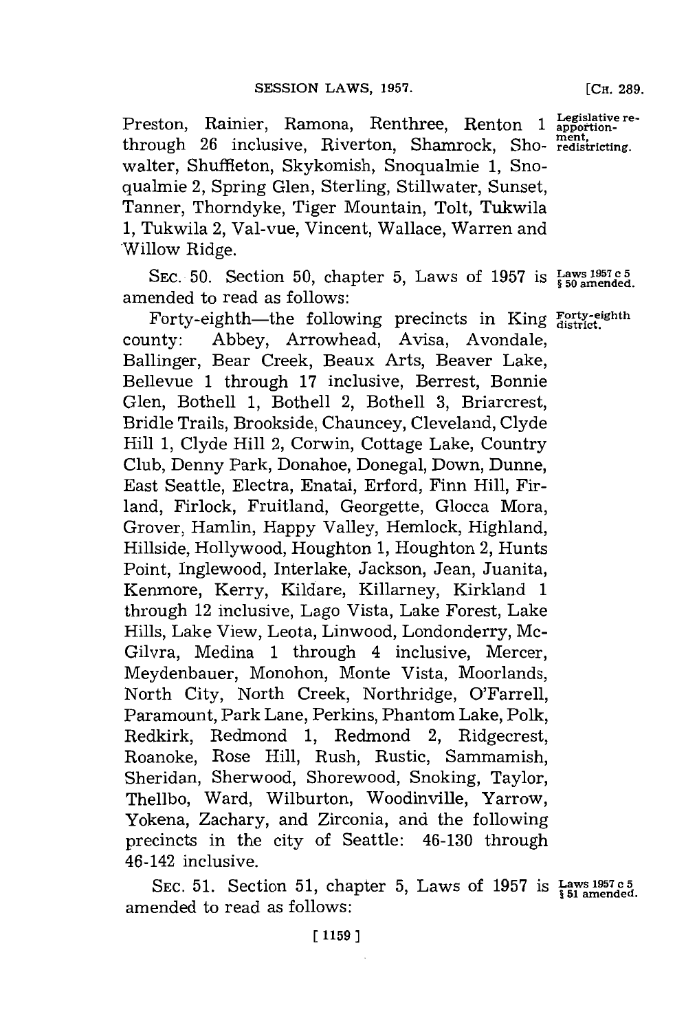Preston, Rainier, Ramona, Renthree, Renton 1 through 26 inclusive, Riverton, Shamrock, Showalter, Shuffleton, Skykomish, Snoqualmie 1, Snoqualmie 2, Spring Glen, Sterling, Stillwater, Sunset, Tanner, Thorndyke, Tiger Mountain, Tolt, Tukwila 1, Tukwila 2, Val-vue, Vincent, Wallace, Warren and Willow Ridge.

Legislative reapportionment, redistricting.

SEC. 50. Section 50, chapter 5, Laws of 1957 is amended to read as follows:

Laws 1957 c 5 § 50 amended.

Forty-eighth—the following precincts in King county: Abbey, Arrowhead, Avisa, Avondale, Ballinger, Bear Creek, Beaux Arts, Beaver Lake, Bellevue 1 through 17 inclusive, Berrest, Bonnie Glen, Bothell 1, Bothell 2, Bothell 3, Briarcrest, Bridle Trails, Brookside, Chauncey, Cleveland, Clyde Hill 1, Clyde Hill 2, Corwin, Cottage Lake, Country Club, Denny Park, Donahoe, Donegal, Down, Dunne, East Seattle, Electra, Enatai, Erford, Finn Hill, Firland, Firlock, Fruitland, Georgette, Glocca Mora, Grover, Hamlin, Happy Valley, Hemlock, Highland, Hillside, Hollywood, Houghton 1, Houghton 2, Hunts Point, Inglewood, Interlake, Jackson, Jean, Juanita, Kenmore, Kerry, Kildare, Killarney, Kirkland 1 through 12 inclusive, Lago Vista, Lake Forest, Lake Hills, Lake View, Leota, Linwood, Londonderry, McGilvra, Medina 1 through 4 inclusive, Mercer, Meydenbauer, Monohon, Monte Vista, Moorlands, North City, North Creek, Northridge, O'Farrell, Paramount, Park Lane, Perkins, Phantom Lake, Polk, Redkirk, Redmond 1, Redmond 2, Ridgecrest, Roanoke, Rose Hill, Rush, Rustic, Sammamish, Sheridan, Sherwood, Shorewood, Snoking, Taylor, Thellbo, Ward, Wilburton, Woodinville, Yarrow, Yokena, Zachary, and Zirconia, and the following precincts in the city of Seattle: 46-130 through 46-142 inclusive.

Forty-eighth district.

SEC. 51. Section 51, chapter 5, Laws of 1957 is amended to read as follows:

Laws 1957 c 5 § 51 amended.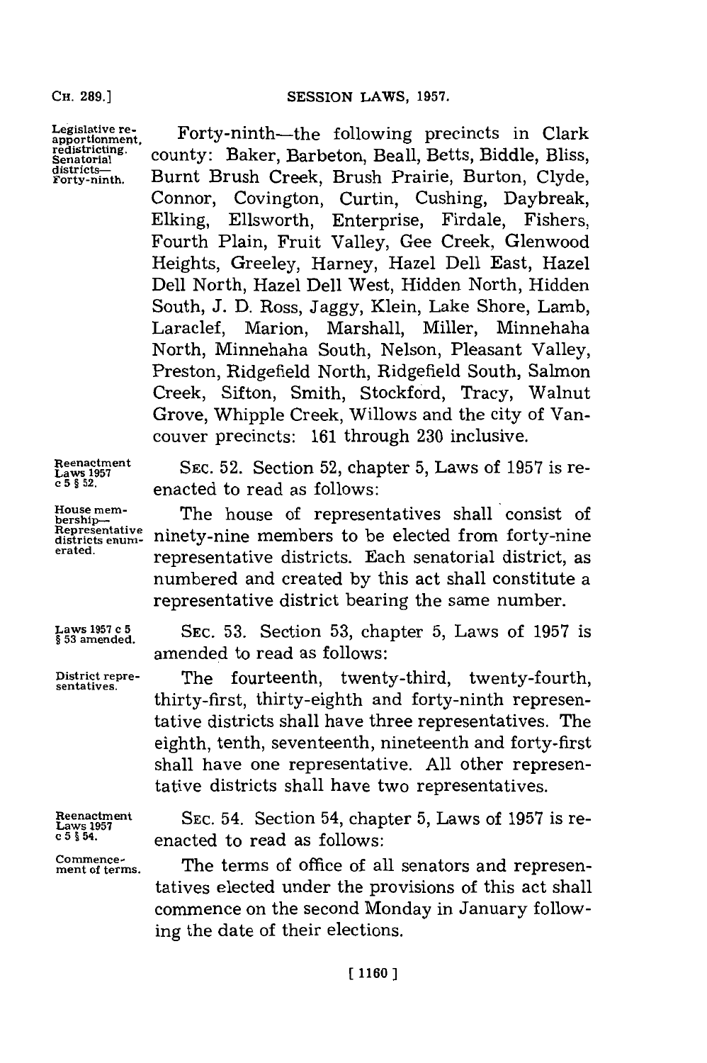Legislative reapportionment, redistricting. Senatorial districts—Forty-ninth.

Forty-ninth—the following precincts in Clark county: Baker, Barbeton, Beall, Betts, Biddle, Bliss, Burnt Brush Creek, Brush Prairie, Burton, Clyde, Connor, Covington, Curtin, Cushing, Daybreak, Elking, Ellsworth, Enterprise, Firdale, Fishers, Fourth Plain, Fruit Valley, Gee Creek, Glenwood Heights, Greeley, Harney, Hazel Dell East, Hazel Dell North, Hazel Dell West, Hidden North, Hidden South, J. D. Ross, Jaggy, Klein, Lake Shore, Lamb, Laraclef, Marion, Marshall, Miller, Minnehaha North, Minnehaha South, Nelson, Pleasant Valley, Preston, Ridgefield North, Ridgefield South, Salmon Creek, Sifton, Smith, Stockford, Tracy, Walnut Grove, Whipple Creek, Willows and the city of Vancouver precincts: 161 through 230 inclusive.

Reenactment Laws 1957 c 5 § 52.

SEC. 52. Section 52, chapter 5, Laws of 1957 is reenacted to read as follows:

House membership—Representative districts enumerated.

The house of representatives shall consist of ninety-nine members to be elected from forty-nine representative districts. Each senatorial district, as numbered and created by this act shall constitute a representative district bearing the same number.

Laws 1957 c 5 § 53 amended.

SEC. 53. Section 53, chapter 5, Laws of 1957 is amended to read as follows:

District representatives.

The fourteenth, twenty-third, twenty-fourth, thirty-first, thirty-eighth and forty-ninth representative districts shall have three representatives. The eighth, tenth, seventeenth, nineteenth and forty-first shall have one representative. All other representative districts shall have two representatives.

Reenactment Laws 1957 c 5 § 54.

SEC. 54. Section 54, chapter 5, Laws of 1957 is reenacted to read as follows:

Commencement of terms.

The terms of office of all senators and representatives elected under the provisions of this act shall commence on the second Monday in January following the date of their elections.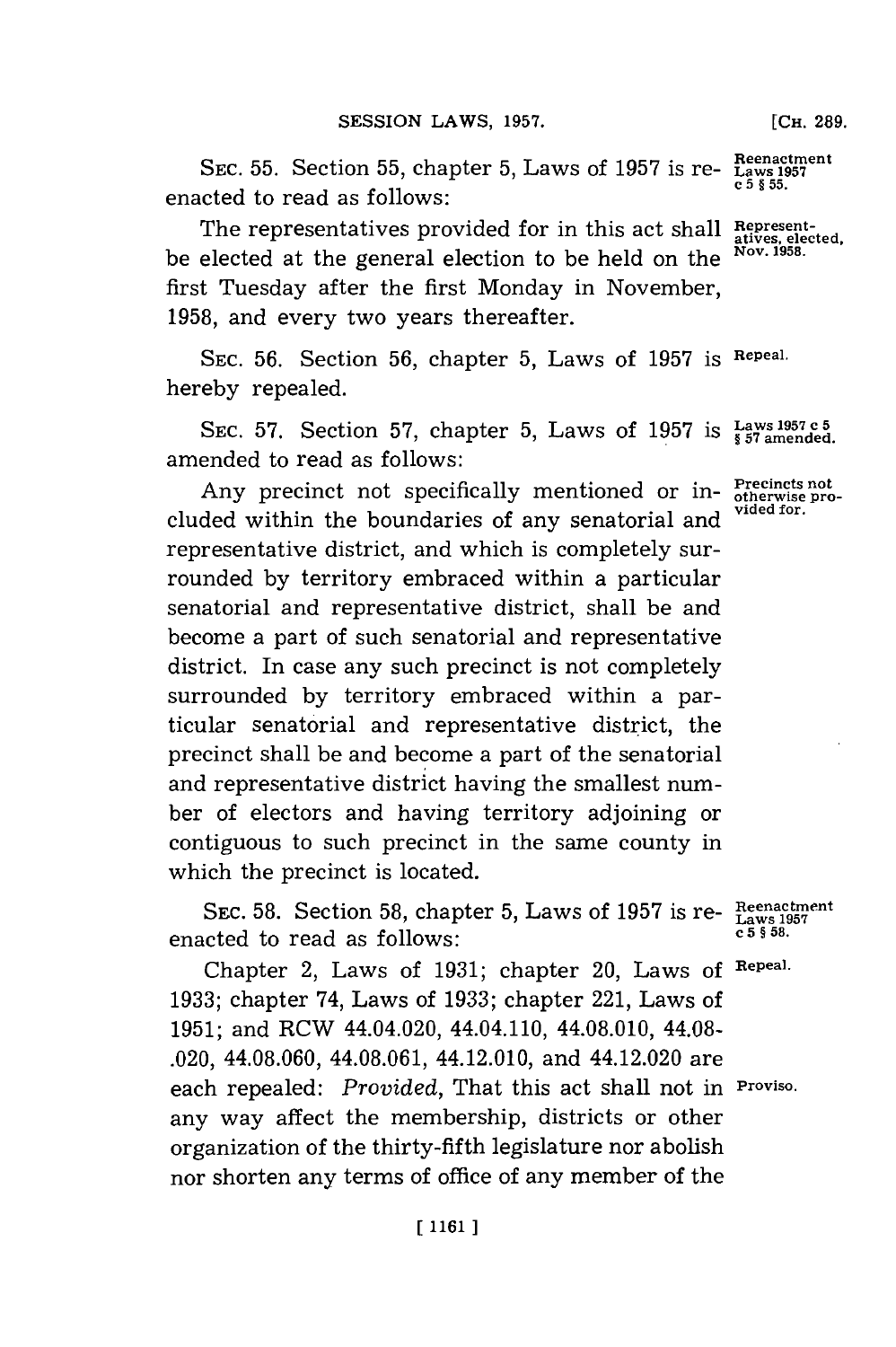SEC. 55. Section 55, chapter 5, Laws of 1957 is reenacted to read as follows:

Reenactment Laws 1957 c 5 § 55.

The representatives provided for in this act shall be elected at the general election to be held on the first Tuesday after the first Monday in November, 1958, and every two years thereafter.

Representatives, elected, Nov. 1958.

SEC. 56. Section 56, chapter 5, Laws of 1957 is hereby repealed.

Repeal.

SEC. 57. Section 57, chapter 5, Laws of 1957 is amended to read as follows:

Laws 1957 c 5 § 57 amended.

Any precinct not specifically mentioned or included within the boundaries of any senatorial and representative district, and which is completely surrounded by territory embraced within a particular senatorial and representative district, shall be and become a part of such senatorial and representative district. In case any such precinct is not completely surrounded by territory embraced within a particular senatorial and representative district, the precinct shall be and become a part of the senatorial and representative district having the smallest number of electors and having territory adjoining or contiguous to such precinct in the same county in which the precinct is located.

Precincts not otherwise provided for.

SEC. 58. Section 58, chapter 5, Laws of 1957 is reenacted to read as follows:

Reenactment Laws 1957 c 5 § 58.

Chapter 2, Laws of 1931; chapter 20, Laws of 1933; chapter 74, Laws of 1933; chapter 221, Laws of 1951; and RCW 44.04.020, 44.04.110, 44.08.010, 44.08.020, 44.08.060, 44.08.061, 44.12.010, and 44.12.020 are each repealed: *Provided*, That this act shall not in any way affect the membership, districts or other organization of the thirty-fifth legislature nor abolish nor shorten any terms of office of any member of the

Repeal.

Proviso.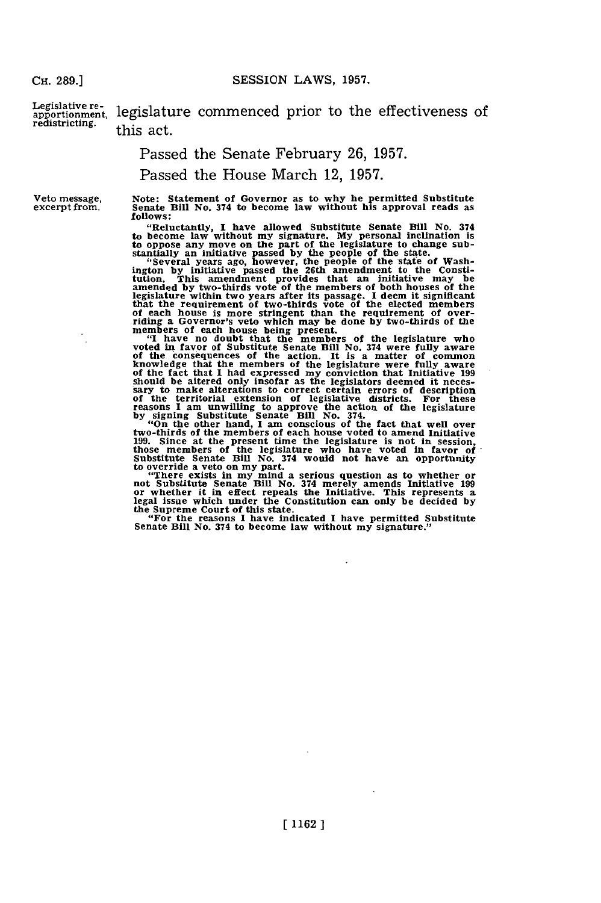Legislative reapportionment, redistricting.

legislature commenced prior to the effectiveness of this act.

Passed the Senate February 26, 1957.

Passed the House March 12, 1957.

Veto message, excerpt from.

**Note: Statement of Governor as to why he permitted Substitute Senate Bill No. 374 to become law without his approval reads as follows:**

"Reluctantly, I have allowed Substitute Senate Bill No. 374 to become law without my signature. My personal inclination is to oppose any move on the part of the legislature to change substantially an initiative passed by the people of the state.

"Several years ago, however, the people of the state of Washington by initiative passed the 26th amendment to the Constitution. This amendment provides that an initiative may be amended by two-thirds vote of the members of both houses of the legislature within two years after its passage. I deem it significant that the requirement of two-thirds vote of the elected members of each house is more stringent than the requirement of overriding a Governor's veto which may be done by two-thirds of the members of each house being present.

"I have no doubt that the members of the legislature who voted in favor of Substitute Senate Bill No. 374 were fully aware of the consequences of the action. It is a matter of common knowledge that the members of the legislature were fully aware of the fact that I had expressed my conviction that Initiative 199 should be altered only insofar as the legislators deemed it necessary to make alterations to correct certain errors of description of the territorial extension of legislative districts. For these reasons I am unwilling to approve the action of the legislature by signing Substitute Senate Bill No. 374.

"On the other hand, I am conscious of the fact that well over two-thirds of the members of each house voted to amend Initiative 199. Since at the present time the legislature is not in session, those members of the legislature who have voted in favor of Substitute Senate Bill No. 374 would not have an opportunity to override a veto on my part.

"There exists in my mind a serious question as to whether or not Substitute Senate Bill No. 374 merely amends Initiative 199 or whether it in effect repeals the Initiative. This represents a legal issue which under the Constitution can only be decided by the Supreme Court of this state.

"For the reasons I have indicated I have permitted Substitute Senate Bill No. 374 to become law without my signature."